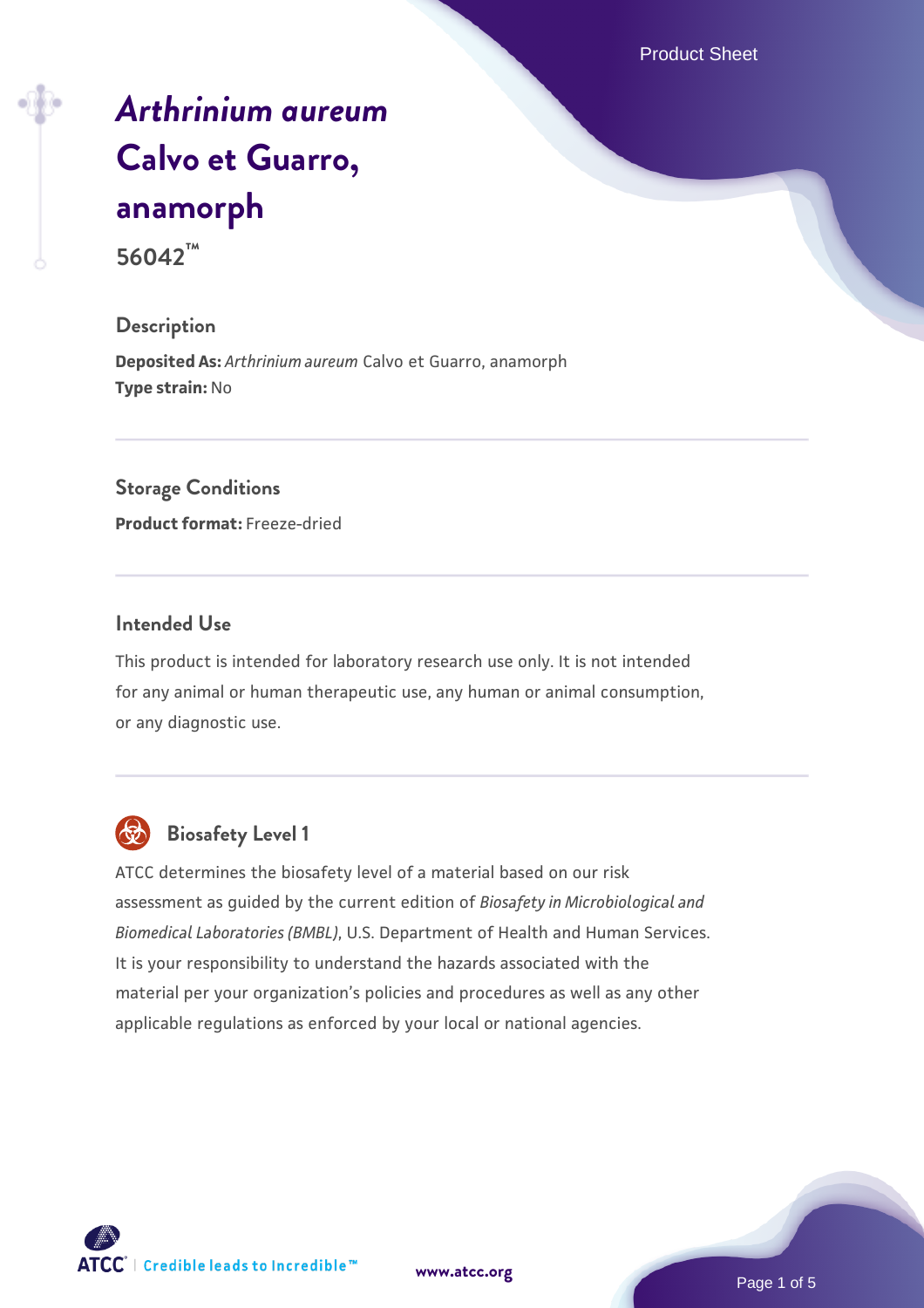# *Arthrinium aureum* Calvo et Guarro, anamorph

**56042™**

## Description

**Deposited As:** *Arthrinium aureum* Calvo et Guarro, anamorph
**Type strain:** No

## Storage Conditions

**Product format:** Freeze-dried

## Intended Use

This product is intended for laboratory research use only. It is not intended for any animal or human therapeutic use, any human or animal consumption, or any diagnostic use.

## Biosafety Level 1

ATCC determines the biosafety level of a material based on our risk assessment as guided by the current edition of *Biosafety in Microbiological and Biomedical Laboratories (BMBL)*, U.S. Department of Health and Human Services. It is your responsibility to understand the hazards associated with the material per your organization's policies and procedures as well as any other applicable regulations as enforced by your local or national agencies.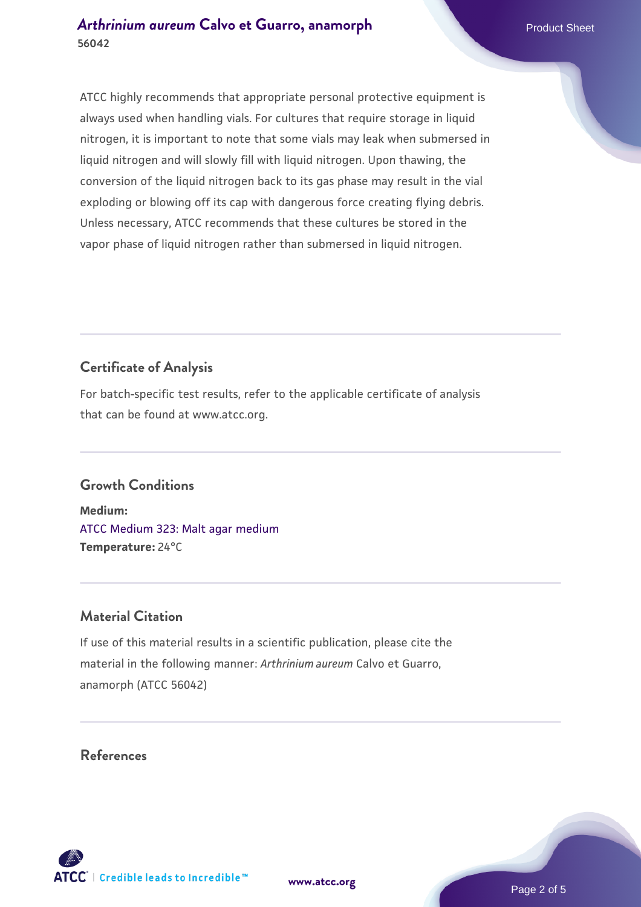ATCC highly recommends that appropriate personal protective equipment is always used when handling vials. For cultures that require storage in liquid nitrogen, it is important to note that some vials may leak when submersed in liquid nitrogen and will slowly fill with liquid nitrogen. Upon thawing, the conversion of the liquid nitrogen back to its gas phase may result in the vial exploding or blowing off its cap with dangerous force creating flying debris. Unless necessary, ATCC recommends that these cultures be stored in the vapor phase of liquid nitrogen rather than submersed in liquid nitrogen.

## Certificate of Analysis

For batch-specific test results, refer to the applicable certificate of analysis that can be found at www.atcc.org.

## Growth Conditions

**Medium:**
ATCC Medium 323: Malt agar medium
**Temperature:** 24°C

## Material Citation

If use of this material results in a scientific publication, please cite the material in the following manner: *Arthrinium aureum* Calvo et Guarro, anamorph (ATCC 56042)

## References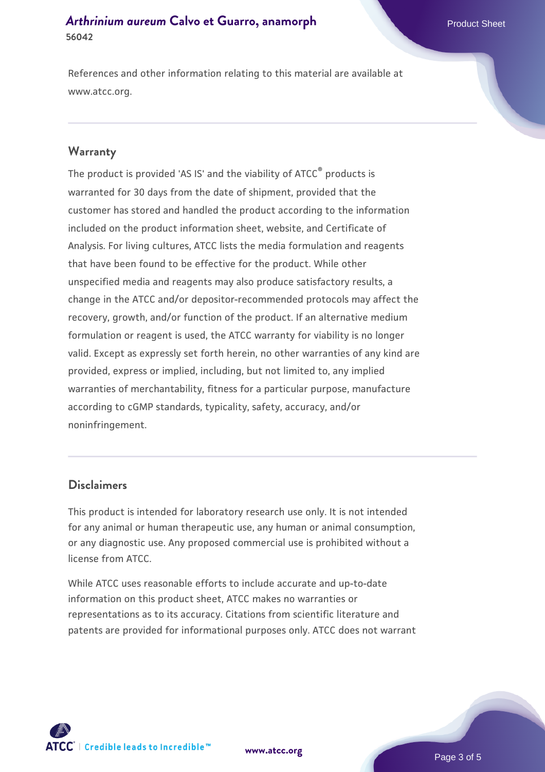References and other information relating to this material are available at www.atcc.org.

## Warranty

The product is provided 'AS IS' and the viability of ATCC® products is warranted for 30 days from the date of shipment, provided that the customer has stored and handled the product according to the information included on the product information sheet, website, and Certificate of Analysis. For living cultures, ATCC lists the media formulation and reagents that have been found to be effective for the product. While other unspecified media and reagents may also produce satisfactory results, a change in the ATCC and/or depositor-recommended protocols may affect the recovery, growth, and/or function of the product. If an alternative medium formulation or reagent is used, the ATCC warranty for viability is no longer valid. Except as expressly set forth herein, no other warranties of any kind are provided, express or implied, including, but not limited to, any implied warranties of merchantability, fitness for a particular purpose, manufacture according to cGMP standards, typicality, safety, accuracy, and/or noninfringement.

## Disclaimers

This product is intended for laboratory research use only. It is not intended for any animal or human therapeutic use, any human or animal consumption, or any diagnostic use. Any proposed commercial use is prohibited without a license from ATCC.

While ATCC uses reasonable efforts to include accurate and up-to-date information on this product sheet, ATCC makes no warranties or representations as to its accuracy. Citations from scientific literature and patents are provided for informational purposes only. ATCC does not warrant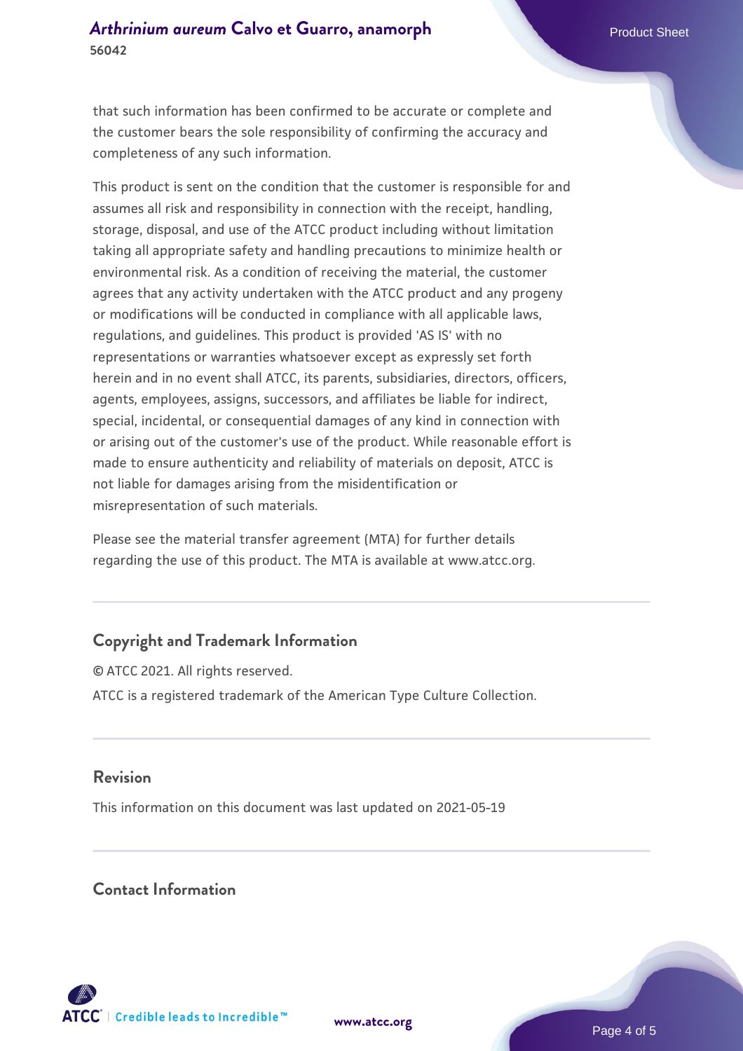that such information has been confirmed to be accurate or complete and the customer bears the sole responsibility of confirming the accuracy and completeness of any such information.

This product is sent on the condition that the customer is responsible for and assumes all risk and responsibility in connection with the receipt, handling, storage, disposal, and use of the ATCC product including without limitation taking all appropriate safety and handling precautions to minimize health or environmental risk. As a condition of receiving the material, the customer agrees that any activity undertaken with the ATCC product and any progeny or modifications will be conducted in compliance with all applicable laws, regulations, and guidelines. This product is provided 'AS IS' with no representations or warranties whatsoever except as expressly set forth herein and in no event shall ATCC, its parents, subsidiaries, directors, officers, agents, employees, assigns, successors, and affiliates be liable for indirect, special, incidental, or consequential damages of any kind in connection with or arising out of the customer's use of the product. While reasonable effort is made to ensure authenticity and reliability of materials on deposit, ATCC is not liable for damages arising from the misidentification or misrepresentation of such materials.

Please see the material transfer agreement (MTA) for further details regarding the use of this product. The MTA is available at www.atcc.org.

## Copyright and Trademark Information

© ATCC 2021. All rights reserved.

ATCC is a registered trademark of the American Type Culture Collection.

## Revision

This information on this document was last updated on 2021-05-19

## Contact Information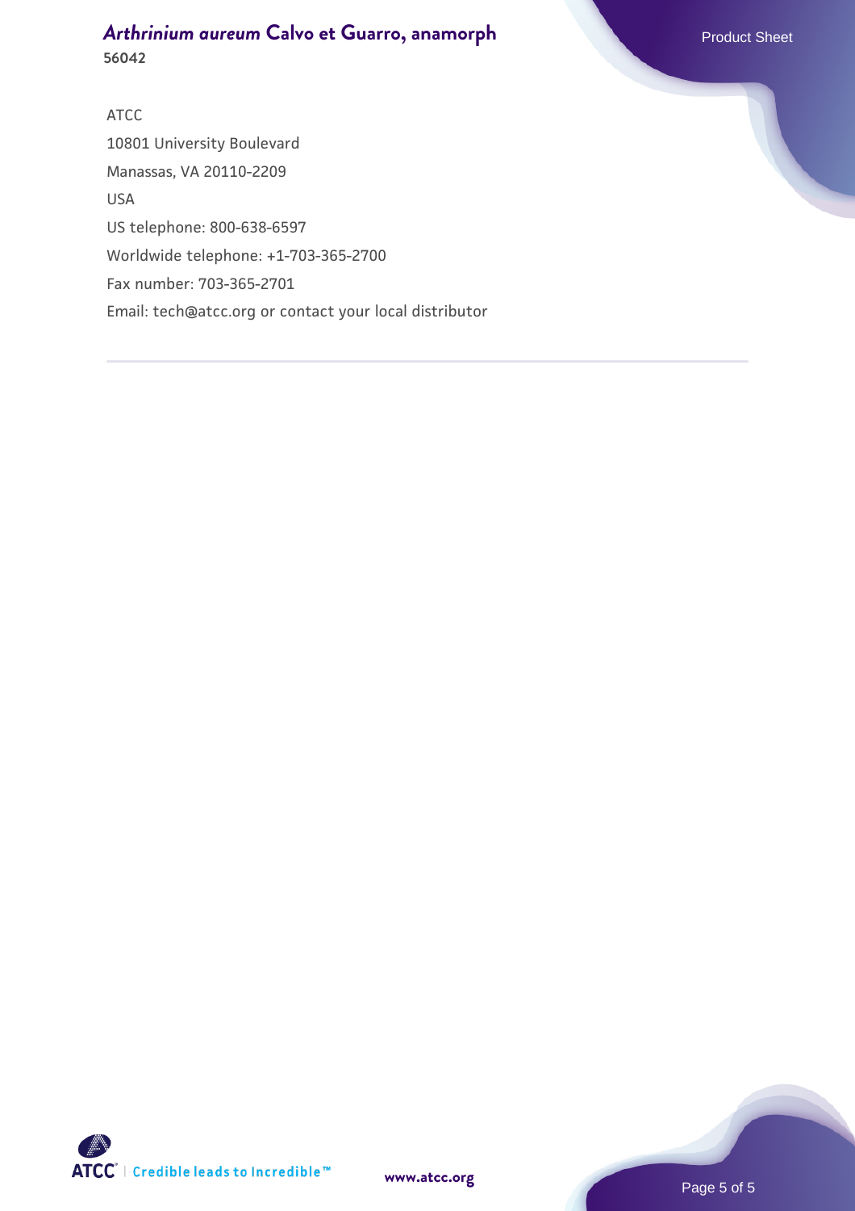ATCC

10801 University Boulevard

Manassas, VA 20110-2209

USA

US telephone: 800-638-6597

Worldwide telephone: +1-703-365-2700

Fax number: 703-365-2701

Email: tech@atcc.org or contact your local distributor